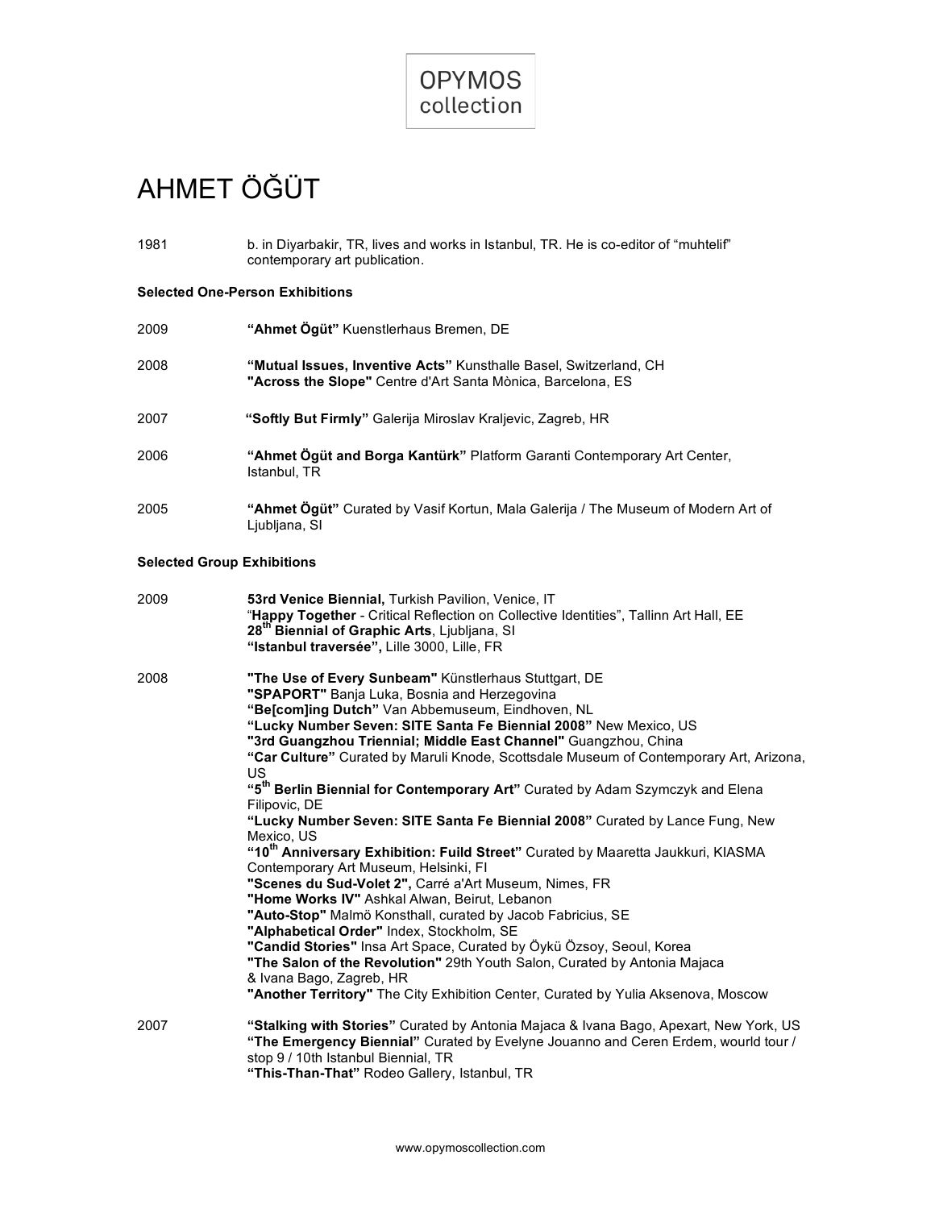OPYMOS
collection

# AHMET ÖĞÜT

1981 b. in Diyarbakir, TR, lives and works in Istanbul, TR. He is co-editor of "muhtelif" contemporary art publication.

**Selected One-Person Exhibitions**

2009 **"Ahmet Ögüt"** Kuenstlerhaus Bremen, DE

2008 **"Mutual Issues, Inventive Acts"** Kunsthalle Basel, Switzerland, CH
**"Across the Slope"** Centre d'Art Santa Mònica, Barcelona, ES

2007 **"Softly But Firmly"** Galerija Miroslav Kraljevic, Zagreb, HR

2006 **"Ahmet Ögüt and Borga Kantürk"** Platform Garanti Contemporary Art Center, Istanbul, TR

2005 **"Ahmet Ögüt"** Curated by Vasif Kortun, Mala Galerija / The Museum of Modern Art of Ljubljana, SI

**Selected Group Exhibitions**

2009 **53rd Venice Biennial,** Turkish Pavilion, Venice, IT
"**Happy Together** - Critical Reflection on Collective Identities", Tallinn Art Hall, EE
**28th Biennial of Graphic Arts**, Ljubljana, SI
**"Istanbul traversée",** Lille 3000, Lille, FR

2008 **"The Use of Every Sunbeam"** Künstlerhaus Stuttgart, DE
**"SPAPORT"** Banja Luka, Bosnia and Herzegovina
**"Be[com]ing Dutch"** Van Abbemuseum, Eindhoven, NL
**"Lucky Number Seven: SITE Santa Fe Biennial 2008"** New Mexico, US
**"3rd Guangzhou Triennial; Middle East Channel"** Guangzhou, China
**"Car Culture"** Curated by Maruli Knode, Scottsdale Museum of Contemporary Art, Arizona, US
**"5th Berlin Biennial for Contemporary Art"** Curated by Adam Szymczyk and Elena Filipovic, DE
**"Lucky Number Seven: SITE Santa Fe Biennial 2008"** Curated by Lance Fung, New Mexico, US
**"10th Anniversary Exhibition: Fuild Street"** Curated by Maaretta Jaukkuri, KIASMA Contemporary Art Museum, Helsinki, FI
**"Scenes du Sud-Volet 2",** Carré a'Art Museum, Nimes, FR
**"Home Works IV"** Ashkal Alwan, Beirut, Lebanon
**"Auto-Stop"** Malmö Konsthall, curated by Jacob Fabricius, SE
**"Alphabetical Order"** Index, Stockholm, SE
**"Candid Stories"** Insa Art Space, Curated by Öykü Özsoy, Seoul, Korea
**"The Salon of the Revolution"** 29th Youth Salon, Curated by Antonia Majaca & Ivana Bago, Zagreb, HR
**"Another Territory"** The City Exhibition Center, Curated by Yulia Aksenova, Moscow

2007 **"Stalking with Stories"** Curated by Antonia Majaca & Ivana Bago, Apexart, New York, US
**"The Emergency Biennial"** Curated by Evelyne Jouanno and Ceren Erdem, wourld tour / stop 9 / 10th Istanbul Biennial, TR
**"This-Than-That"** Rodeo Gallery, Istanbul, TR

www.opymoscollection.com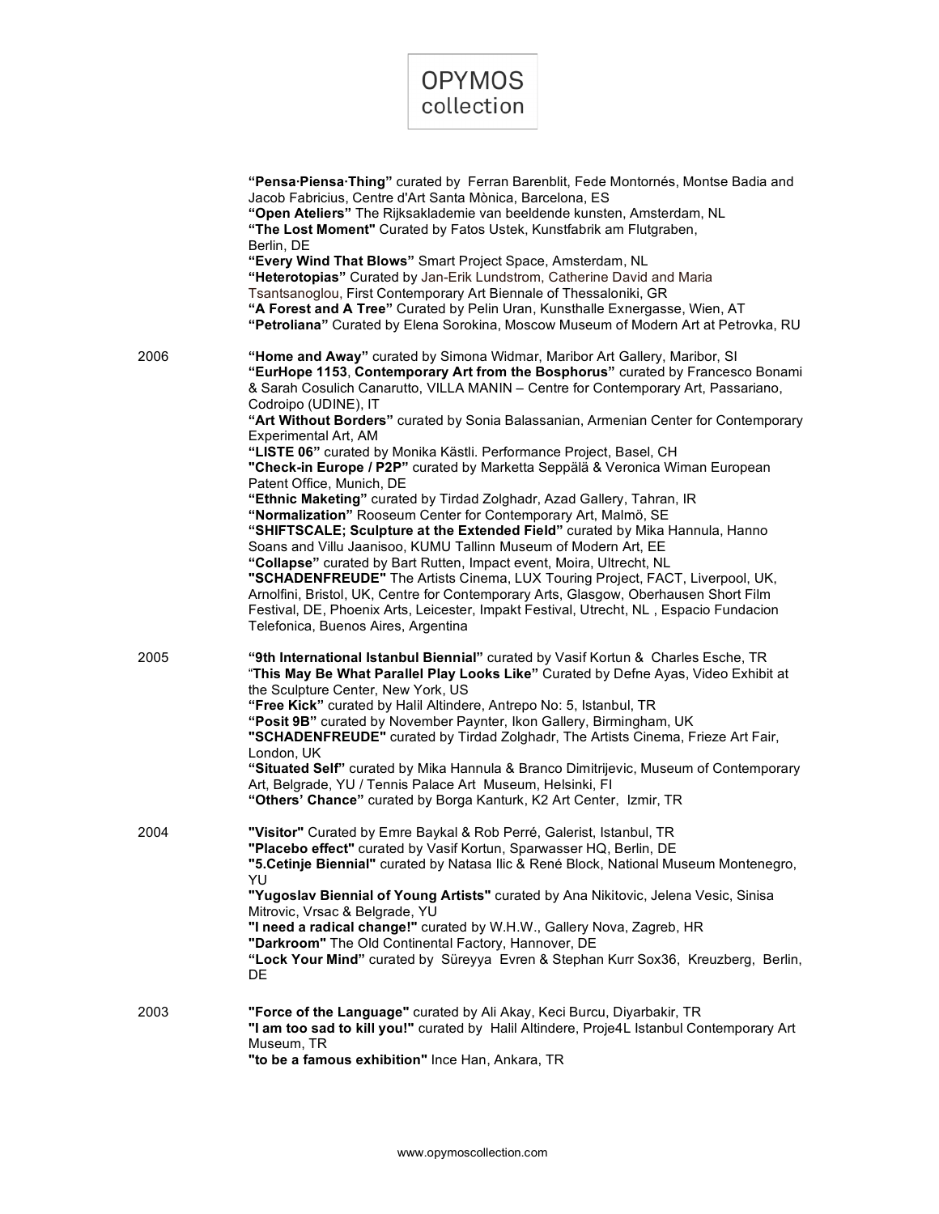**"Pensa·Piensa·Thing"** curated by Ferran Barenblit, Fede Montornés, Montse Badia and Jacob Fabricius, Centre d'Art Santa Mònica, Barcelona, ES
**"Open Ateliers"** The Rijksaklademie van beeldende kunsten, Amsterdam, NL
**"The Lost Moment"** Curated by Fatos Ustek, Kunstfabrik am Flutgraben, Berlin, DE
**"Every Wind That Blows"** Smart Project Space, Amsterdam, NL
**"Heterotopias"** Curated by Jan-Erik Lundstrom, Catherine David and Maria Tsantsanoglou, First Contemporary Art Biennale of Thessaloniki, GR
**"A Forest and A Tree"** Curated by Pelin Uran, Kunsthalle Exnergasse, Wien, AT
**"Petroliana"** Curated by Elena Sorokina, Moscow Museum of Modern Art at Petrovka, RU

2006

**"Home and Away"** curated by Simona Widmar, Maribor Art Gallery, Maribor, SI
**"EurHope 1153**, **Contemporary Art from the Bosphorus"** curated by Francesco Bonami & Sarah Cosulich Canarutto, VILLA MANIN – Centre for Contemporary Art, Passariano, Codroipo (UDINE), IT
**"Art Without Borders"** curated by Sonia Balassanian, Armenian Center for Contemporary Experimental Art, AM
**"LISTE 06"** curated by Monika Kästli. Performance Project, Basel, CH
**"Check-in Europe / P2P"** curated by Marketta Seppälä & Veronica Wiman European Patent Office, Munich, DE
**"Ethnic Maketing"** curated by Tirdad Zolghadr, Azad Gallery, Tahran, IR
**"Normalization"** Rooseum Center for Contemporary Art, Malmö, SE
**"SHIFTSCALE; Sculpture at the Extended Field"** curated by Mika Hannula, Hanno Soans and Villu Jaanisoo, KUMU Tallinn Museum of Modern Art, EE
**"Collapse"** curated by Bart Rutten, Impact event, Moira, Ultrecht, NL
**"SCHADENFREUDE"** The Artists Cinema, LUX Touring Project, FACT, Liverpool, UK, Arnolfini, Bristol, UK, Centre for Contemporary Arts, Glasgow, Oberhausen Short Film Festival, DE, Phoenix Arts, Leicester, Impakt Festival, Utrecht, NL , Espacio Fundacion Telefonica, Buenos Aires, Argentina

2005

**"9th International Istanbul Biennial"** curated by Vasif Kortun & Charles Esche, TR
**"This May Be What Parallel Play Looks Like"** Curated by Defne Ayas, Video Exhibit at the Sculpture Center, New York, US
**"Free Kick"** curated by Halil Altindere, Antrepo No: 5, Istanbul, TR
**"Posit 9B"** curated by November Paynter, Ikon Gallery, Birmingham, UK
**"SCHADENFREUDE"** curated by Tirdad Zolghadr, The Artists Cinema, Frieze Art Fair, London, UK
**"Situated Self"** curated by Mika Hannula & Branco Dimitrijevic, Museum of Contemporary Art, Belgrade, YU / Tennis Palace Art Museum, Helsinki, FI
**"Others' Chance"** curated by Borga Kanturk, K2 Art Center, Izmir, TR

2004

**"Visitor"** Curated by Emre Baykal & Rob Perré, Galerist, Istanbul, TR
**"Placebo effect"** curated by Vasif Kortun, Sparwasser HQ, Berlin, DE
**"5.Cetinje Biennial"** curated by Natasa Ilic & René Block, National Museum Montenegro, YU
**"Yugoslav Biennial of Young Artists"** curated by Ana Nikitovic, Jelena Vesic, Sinisa Mitrovic, Vrsac & Belgrade, YU
**"I need a radical change!"** curated by W.H.W., Gallery Nova, Zagreb, HR
**"Darkroom"** The Old Continental Factory, Hannover, DE
**"Lock Your Mind"** curated by Süreyya Evren & Stephan Kurr Sox36, Kreuzberg, Berlin, DE

2003

**"Force of the Language"** curated by Ali Akay, Keci Burcu, Diyarbakir, TR
**"I am too sad to kill you!"** curated by Halil Altindere, Proje4L Istanbul Contemporary Art Museum, TR
**"to be a famous exhibition"** Ince Han, Ankara, TR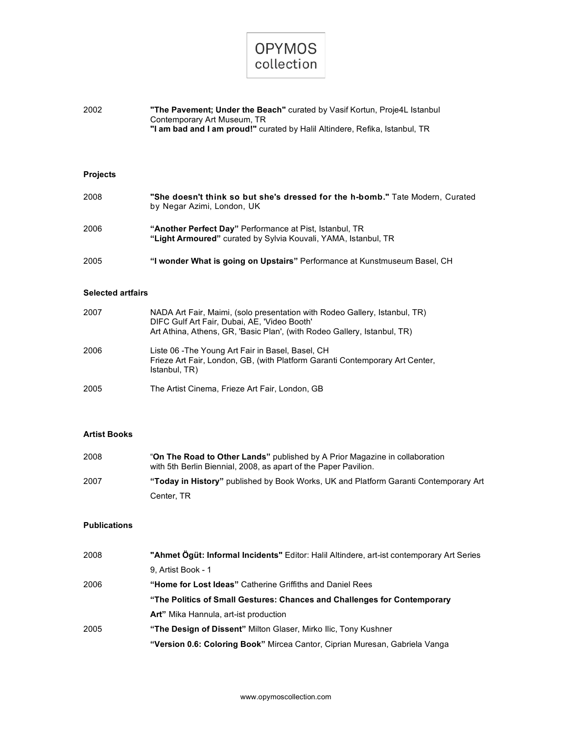| | |
|---|---|
| 2002 | **"The Pavement; Under the Beach"** curated by Vasif Kortun, Proje4L Istanbul Contemporary Art Museum, TR<br>**"I am bad and I am proud!"** curated by Halil Altindere, Refika, Istanbul, TR |

### Projects

| | |
|---|---|
| 2008 | **"She doesn't think so but she's dressed for the h-bomb."** Tate Modern, Curated by Negar Azimi, London, UK |
| 2006 | **"Another Perfect Day"** Performance at Pist, Istanbul, TR<br>**"Light Armoured"** curated by Sylvia Kouvali, YAMA, Istanbul, TR |
| 2005 | **"I wonder What is going on Upstairs"** Performance at Kunstmuseum Basel, CH |

### Selected artfairs

| | |
|---|---|
| 2007 | NADA Art Fair, Maimi, (solo presentation with Rodeo Gallery, Istanbul, TR)<br>DIFC Gulf Art Fair, Dubai, AE, 'Video Booth'<br>Art Athina, Athens, GR, 'Basic Plan', (with Rodeo Gallery, Istanbul, TR) |
| 2006 | Liste 06 -The Young Art Fair in Basel, Basel, CH<br>Frieze Art Fair, London, GB, (with Platform Garanti Contemporary Art Center, Istanbul, TR) |
| 2005 | The Artist Cinema, Frieze Art Fair, London, GB |

### Artist Books

| | |
|---|---|
| 2008 | "**On The Road to Other Lands"** published by A Prior Magazine in collaboration with 5th Berlin Biennial, 2008, as apart of the Paper Pavilion. |
| 2007 | **"Today in History"** published by Book Works, UK and Platform Garanti Contemporary Art Center, TR |

### Publications

| | |
|---|---|
| 2008 | **"Ahmet Ögüt: Informal Incidents"** Editor: Halil Altindere, art-ist contemporary Art Series 9, Artist Book - 1 |
| 2006 | **"Home for Lost Ideas"** Catherine Griffiths and Daniel Rees<br>**"The Politics of Small Gestures: Chances and Challenges for Contemporary Art"** Mika Hannula, art-ist production |
| 2005 | **"The Design of Dissent"** Milton Glaser, Mirko Ilic, Tony Kushner<br>**"Version 0.6: Coloring Book"** Mircea Cantor, Ciprian Muresan, Gabriela Vanga |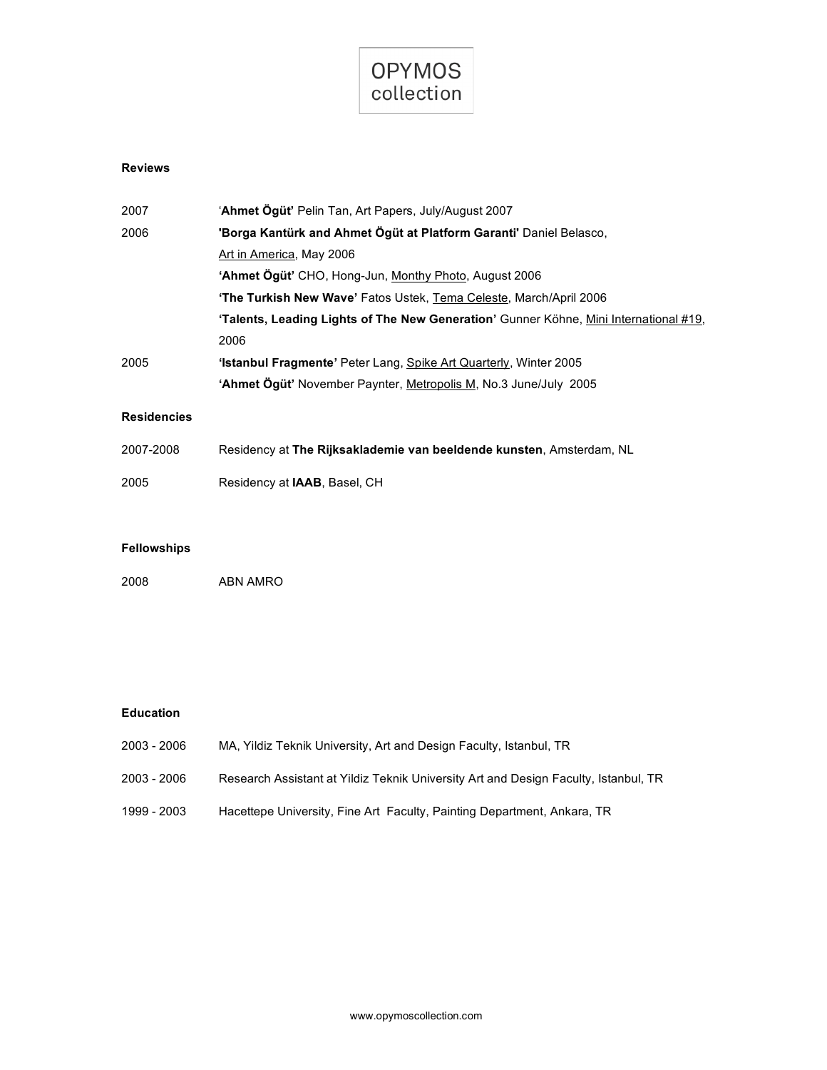## Reviews

| | |
|---|---|
| 2007 | '**Ahmet Ögüt**' Pelin Tan, Art Papers, July/August 2007 |
| 2006 | **'Borga Kantürk and Ahmet Ögüt at Platform Garanti'** Daniel Belasco, Art in America, May 2006 |
| | **'Ahmet Ögüt'** CHO, Hong-Jun, Monthy Photo, August 2006 |
| | **'The Turkish New Wave'** Fatos Ustek, Tema Celeste, March/April 2006 |
| | **'Talents, Leading Lights of The New Generation'** Gunner Köhne, Mini International #19, 2006 |
| 2005 | **'Istanbul Fragmente'** Peter Lang, Spike Art Quarterly, Winter 2005 |
| | **'Ahmet Ögüt'** November Paynter, Metropolis M, No.3 June/July 2005 |

## Residencies

| | |
|---|---|
| 2007-2008 | Residency at **The Rijksaklademie van beeldende kunsten**, Amsterdam, NL |
| 2005 | Residency at **IAAB**, Basel, CH |

## Fellowships

| | |
|---|---|
| 2008 | ABN AMRO |

## Education

| | |
|---|---|
| 2003 - 2006 | MA, Yildiz Teknik University, Art and Design Faculty, Istanbul, TR |
| 2003 - 2006 | Research Assistant at Yildiz Teknik University Art and Design Faculty, Istanbul, TR |
| 1999 - 2003 | Hacettepe University, Fine Art Faculty, Painting Department, Ankara, TR |